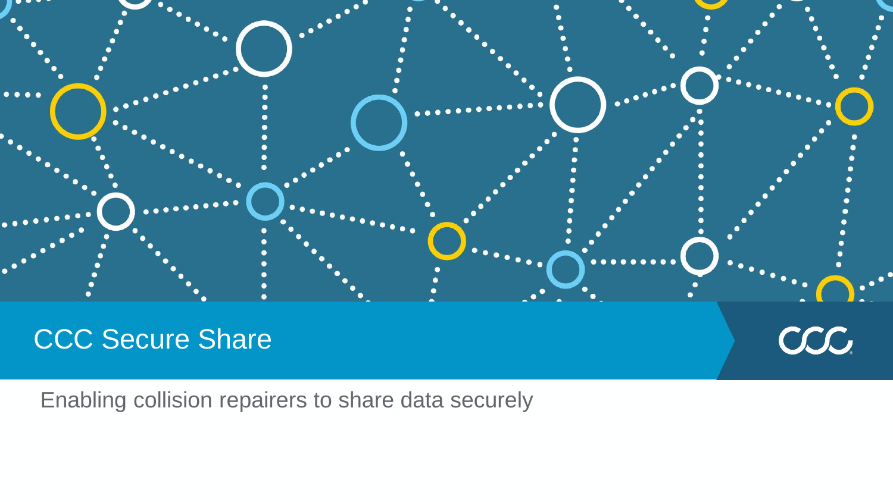# CCC Secure Share

Enabling collision repairers to share data securely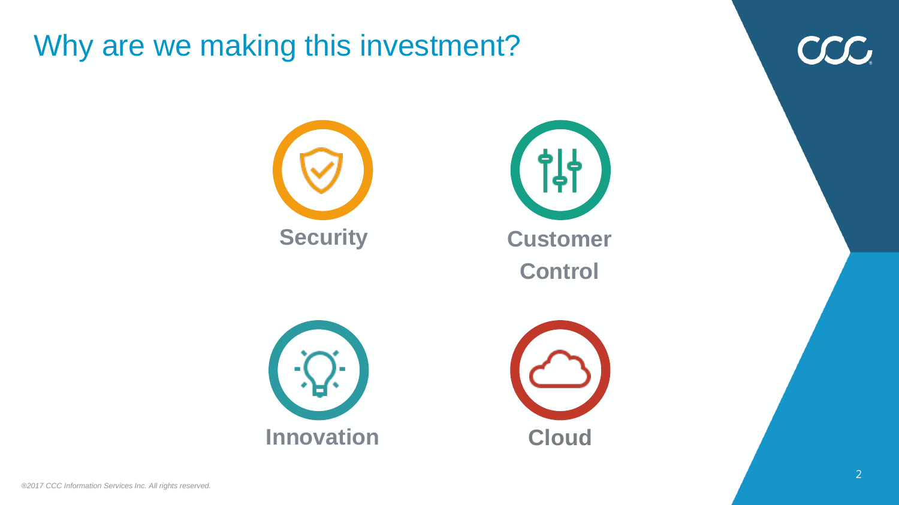# Why are we making this investment?

- **Security**
- **Customer Control**
- **Innovation**
- **Cloud**

*®2017 CCC Information Services Inc. All rights reserved.*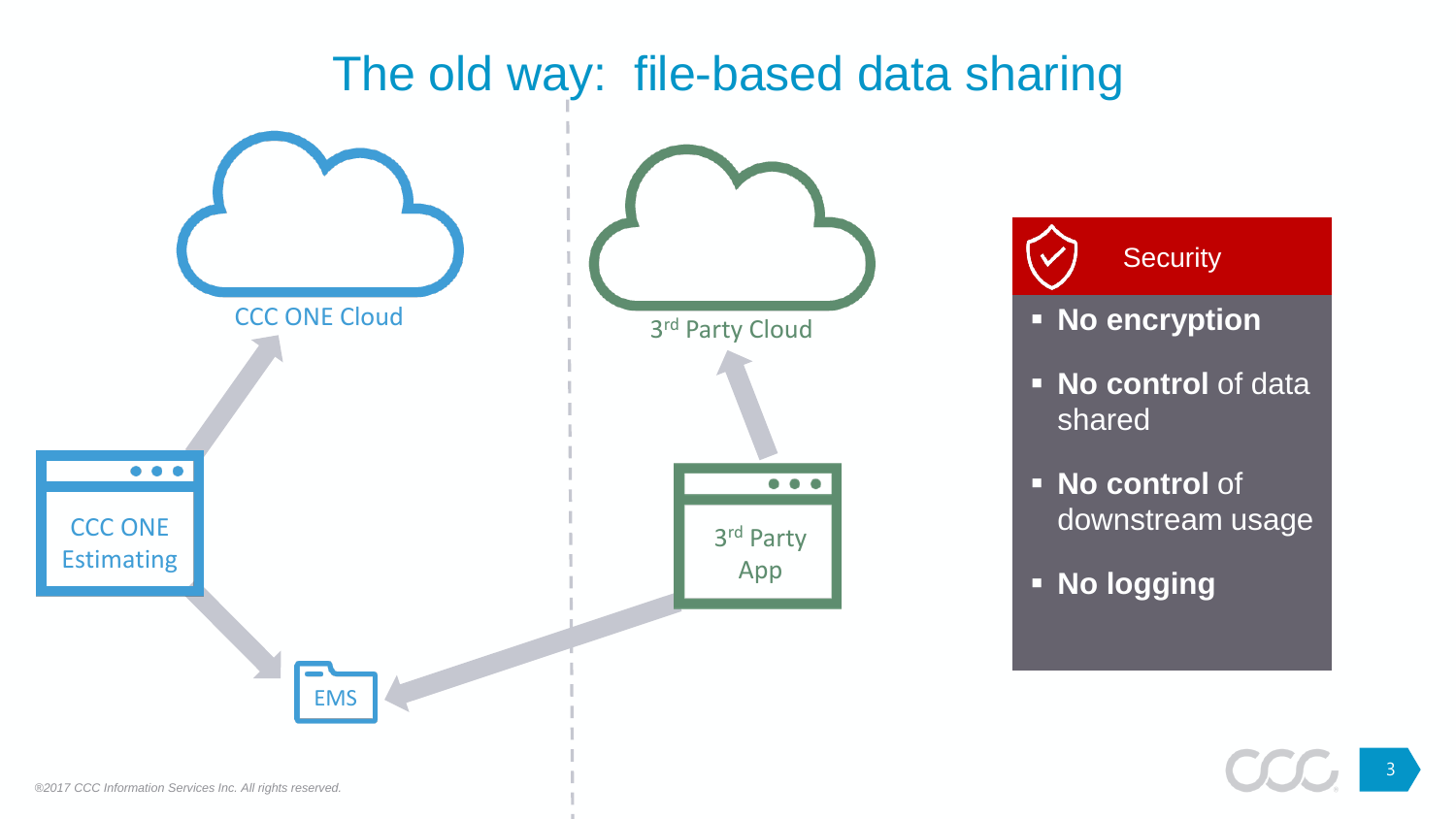# The old way: file-based data sharing

CCC ONE Cloud

3rd Party Cloud

CCC ONE Estimating

3rd Party App

EMS

**Security**

- **No encryption**
- **No control** of data shared
- **No control** of downstream usage
- **No logging**

*®2017 CCC Information Services Inc. All rights reserved.*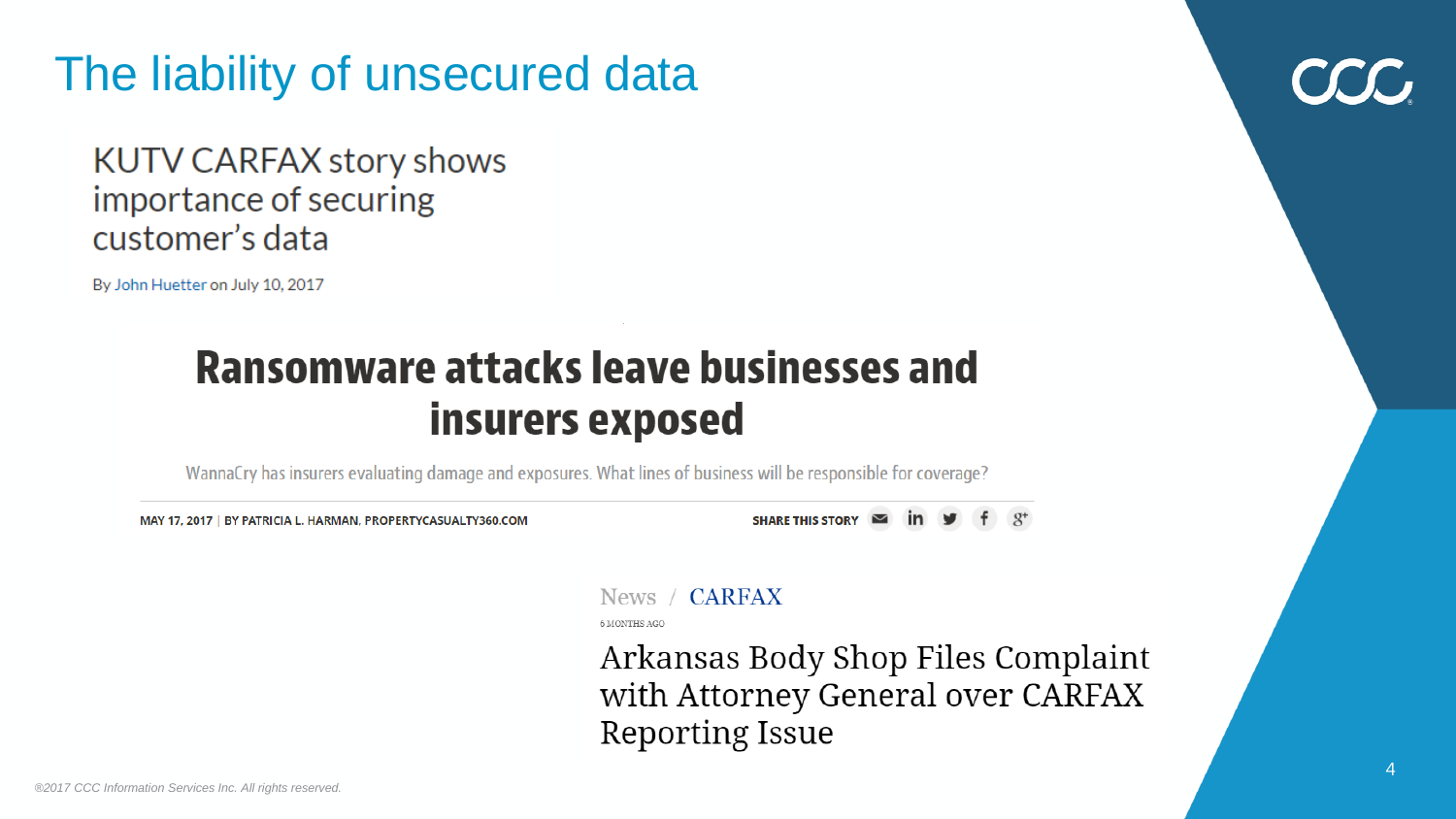# The liability of unsecured data

## KUTV CARFAX story shows importance of securing customer's data

By John Huetter on July 10, 2017

## Ransomware attacks leave businesses and insurers exposed

WannaCry has insurers evaluating damage and exposures. What lines of business will be responsible for coverage?

MAY 17, 2017 | BY PATRICIA L. HARMAN, PROPERTYCASUALTY360.COM

SHARE THIS STORY

News / CARFAX

6 MONTHS AGO

## Arkansas Body Shop Files Complaint with Attorney General over CARFAX Reporting Issue

®2017 CCC Information Services Inc. All rights reserved.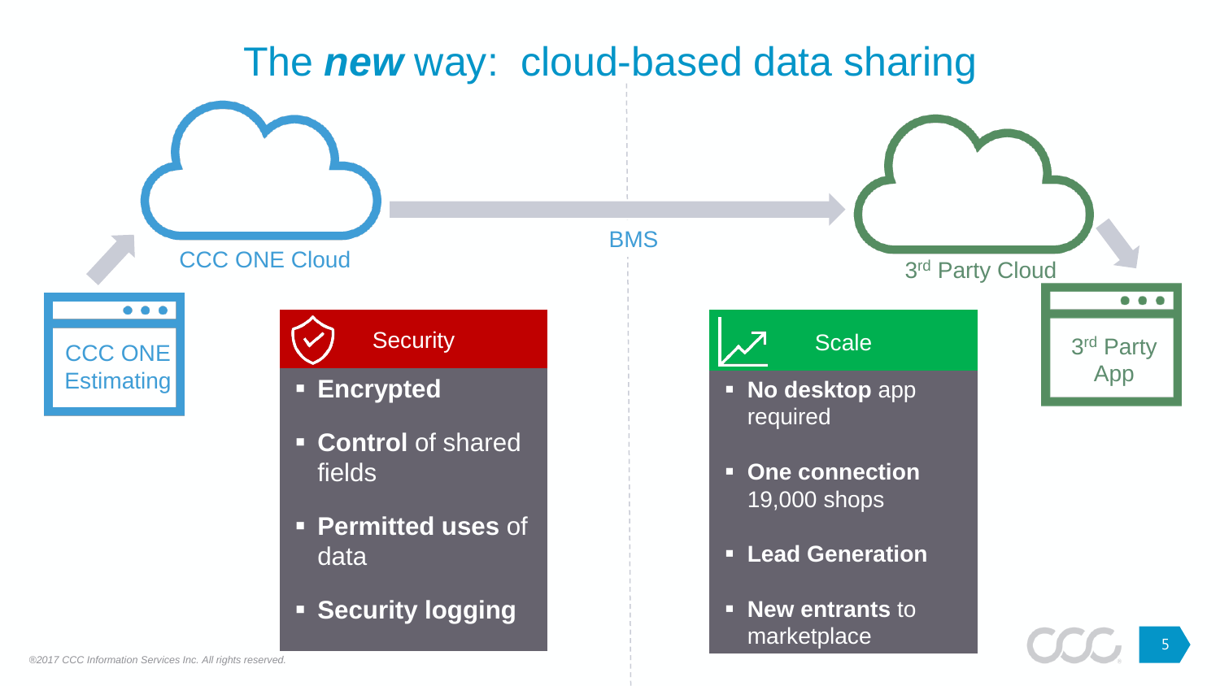# The ***new*** way: cloud-based data sharing

CCC ONE Estimating

CCC ONE Cloud

BMS

3rd Party Cloud

3rd Party App

## Security

- **Encrypted**
- **Control** of shared fields
- **Permitted uses** of data
- **Security logging**

## Scale

- **No desktop** app required
- **One connection** 19,000 shops
- **Lead Generation**
- **New entrants** to marketplace

*®2017 CCC Information Services Inc. All rights reserved.*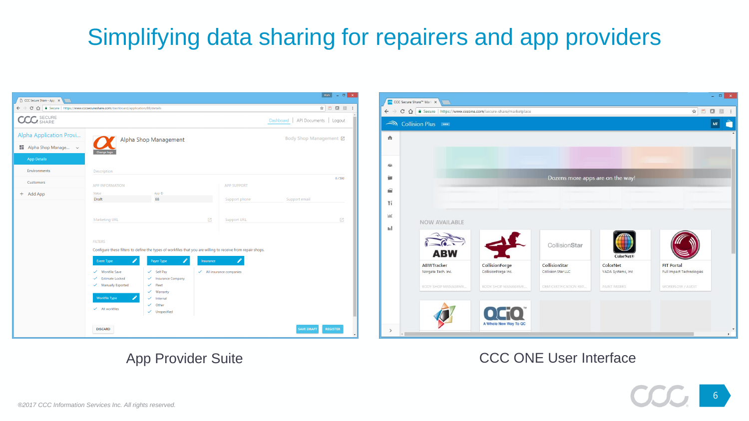# Simplifying data sharing for repairers and app providers

App Provider Suite

CCC ONE User Interface

®2017 CCC Information Services Inc. All rights reserved.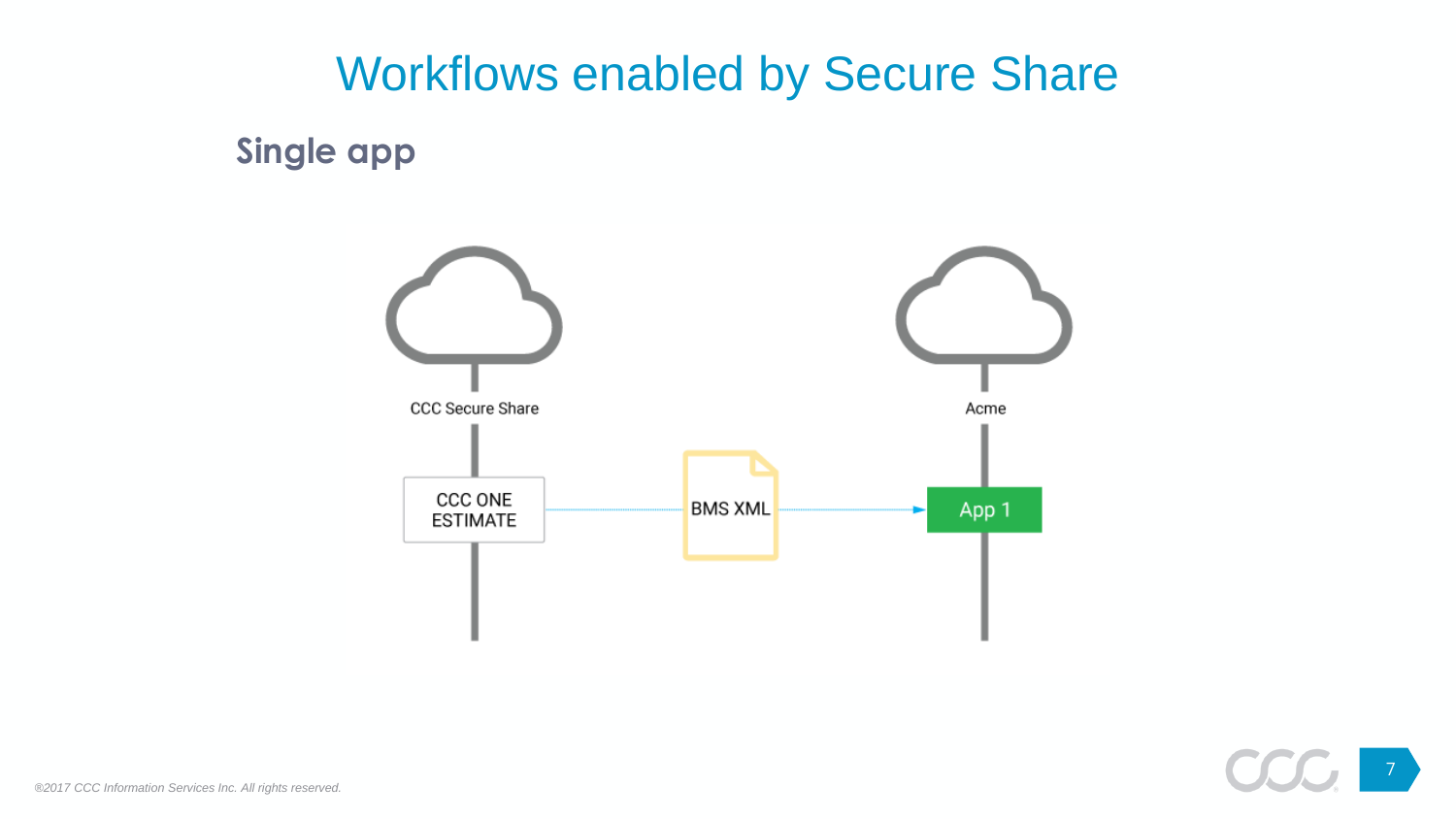# Workflows enabled by Secure Share

## Single app

CCC Secure Share

CCC ONE ESTIMATE

BMS XML

Acme

App 1

*®2017 CCC Information Services Inc. All rights reserved.*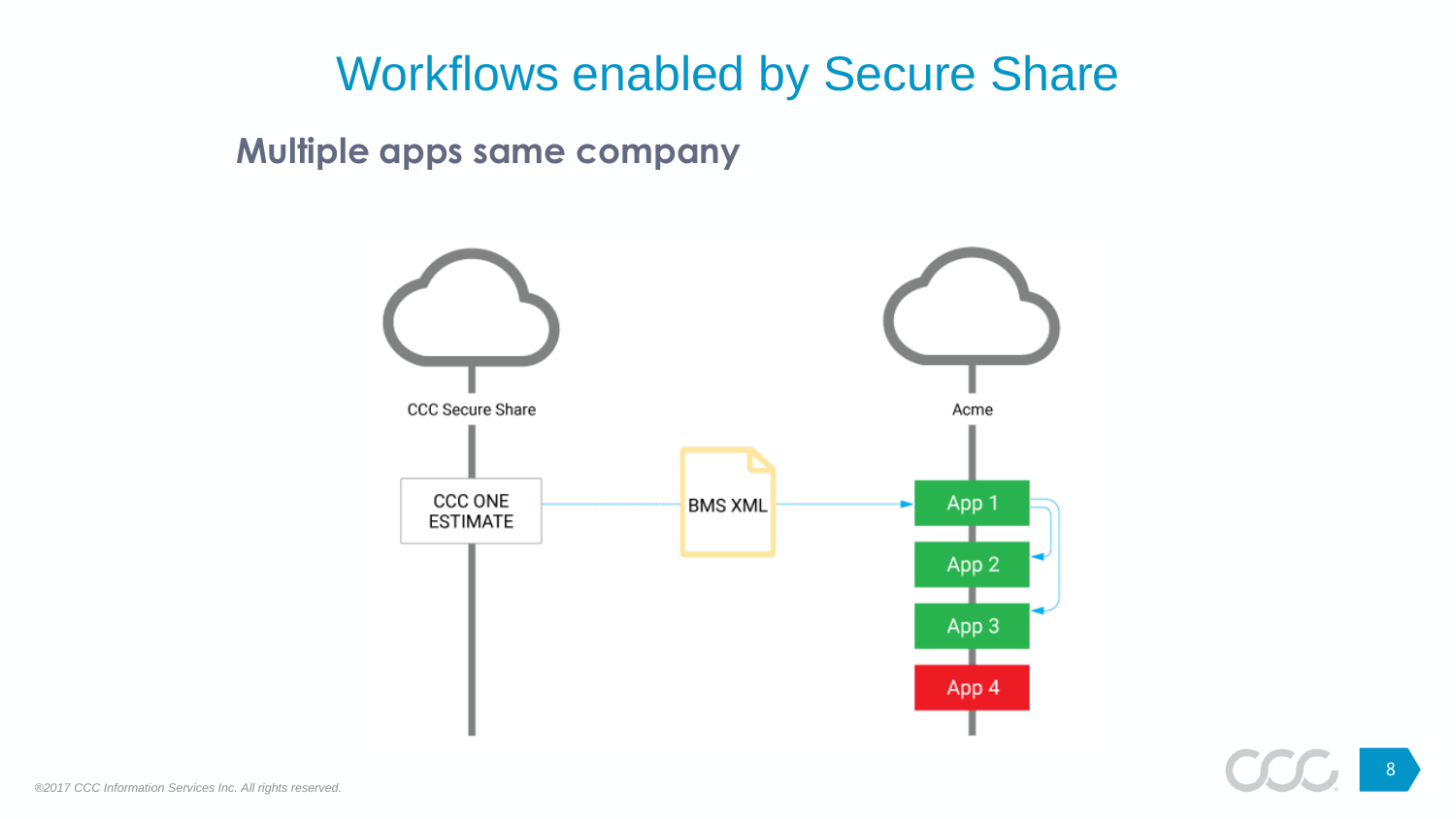# Workflows enabled by Secure Share

## Multiple apps same company

CCC Secure Share

CCC ONE ESTIMATE

BMS XML

Acme

App 1

App 2

App 3

App 4

®2017 CCC Information Services Inc. All rights reserved.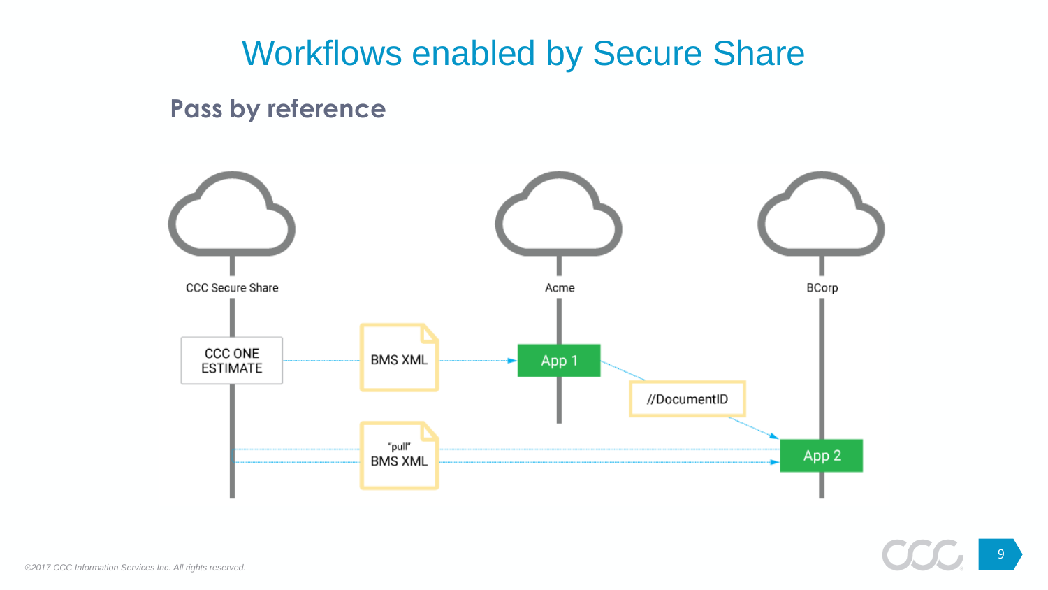# Workflows enabled by Secure Share

## Pass by reference

CCC Secure Share

Acme

BCorp

CCC ONE ESTIMATE

BMS XML

App 1

//DocumentID

"pull" BMS XML

App 2

®2017 CCC Information Services Inc. All rights reserved.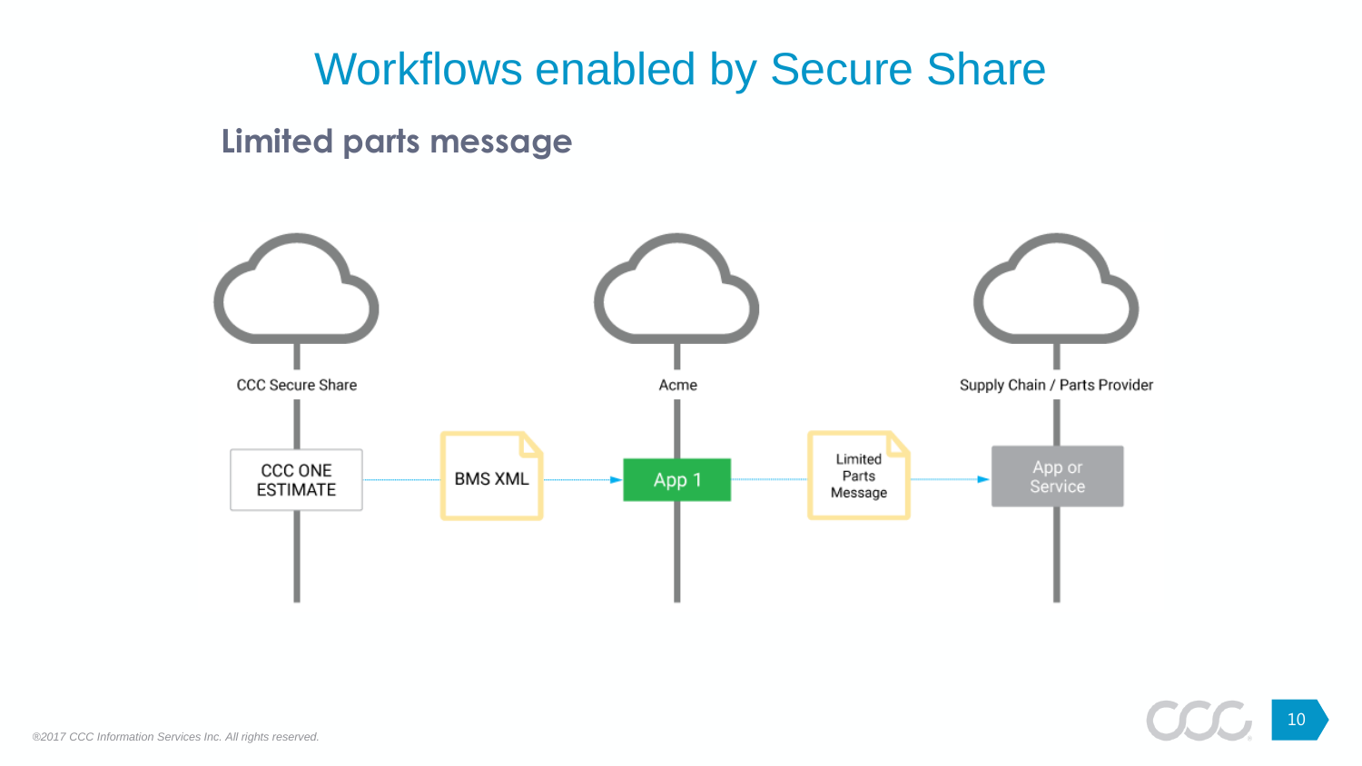# Workflows enabled by Secure Share

## Limited parts message

CCC Secure Share

Acme

Supply Chain / Parts Provider

CCC ONE ESTIMATE

BMS XML

App 1

Limited Parts Message

App or Service

*®2017 CCC Information Services Inc. All rights reserved.*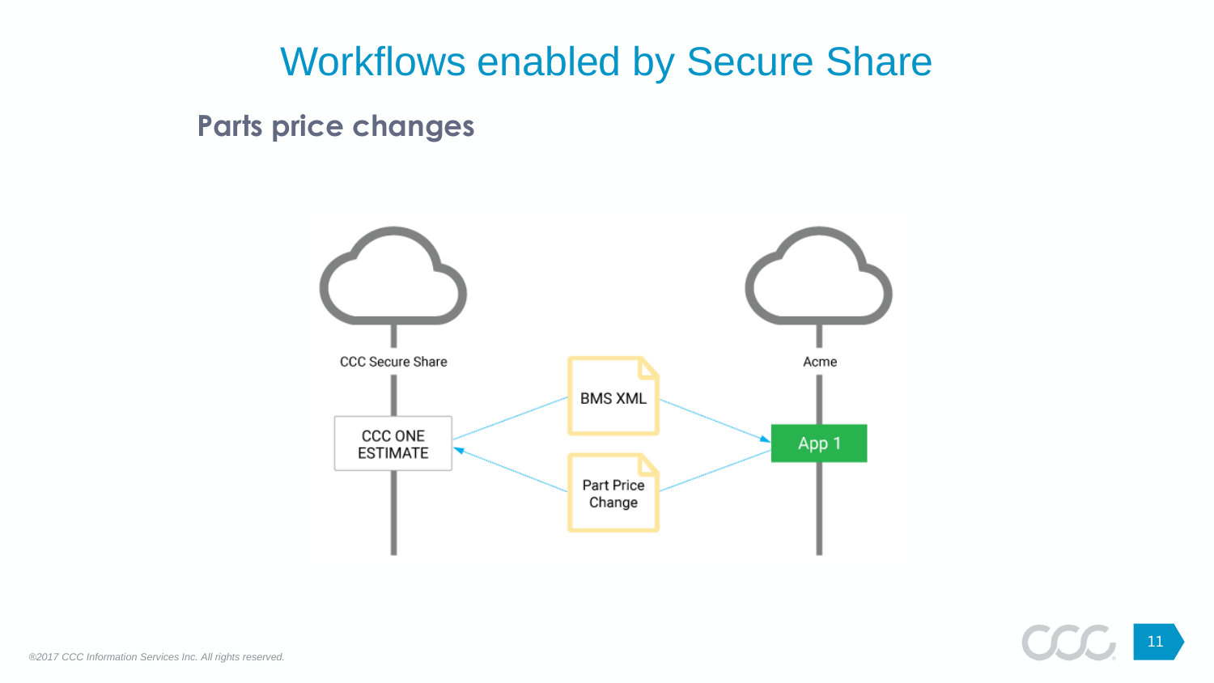# Workflows enabled by Secure Share

## Parts price changes

CCC Secure Share

CCC ONE ESTIMATE

BMS XML

Part Price Change

Acme

App 1

®2017 CCC Information Services Inc. All rights reserved.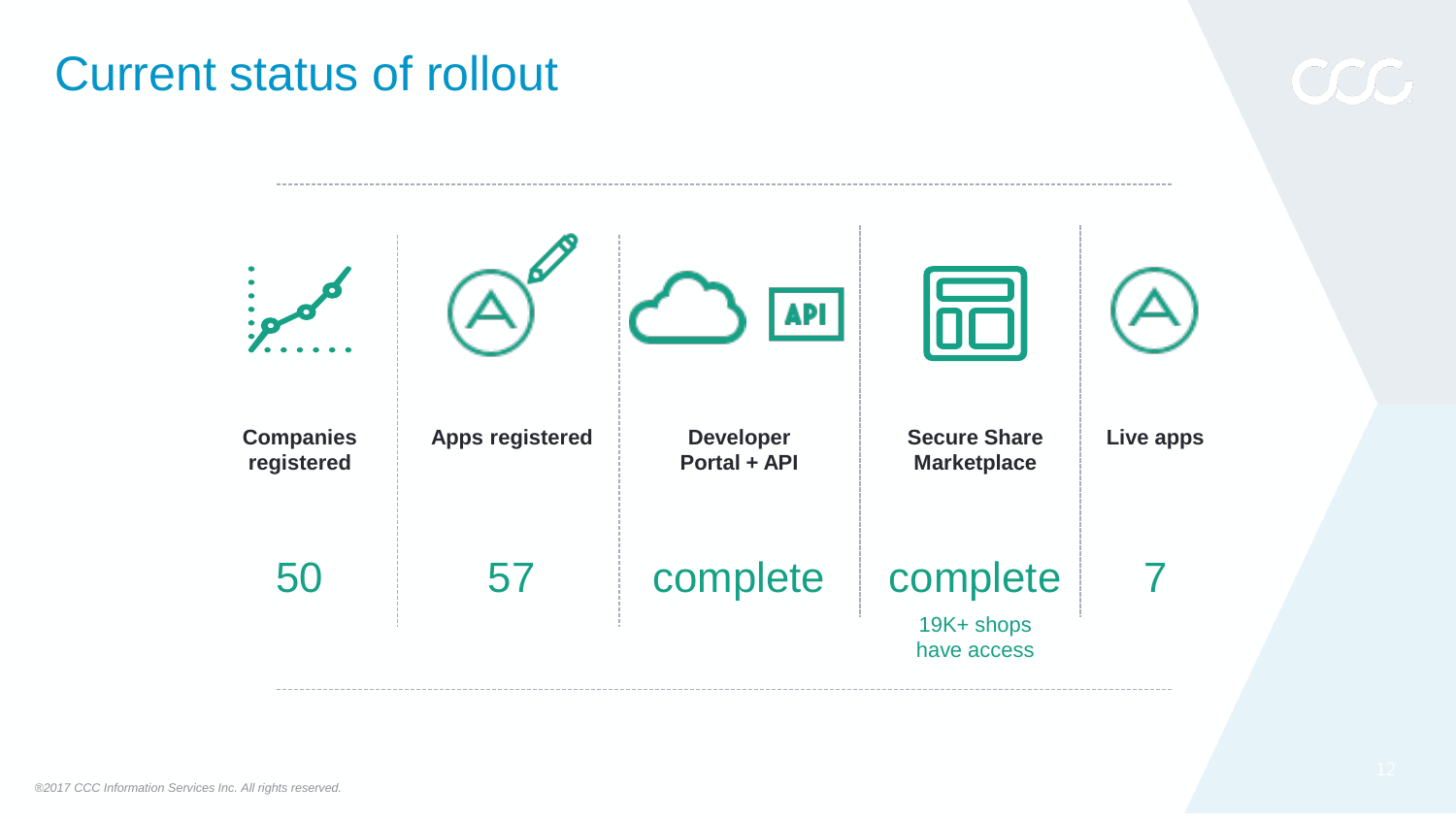# Current status of rollout

| Companies registered | Apps registered | Developer Portal + API | Secure Share Marketplace | Live apps |
|---|---|---|---|---|
| 50 | 57 | complete | complete<br>19K+ shops have access | 7 |

*®2017 CCC Information Services Inc. All rights reserved.*